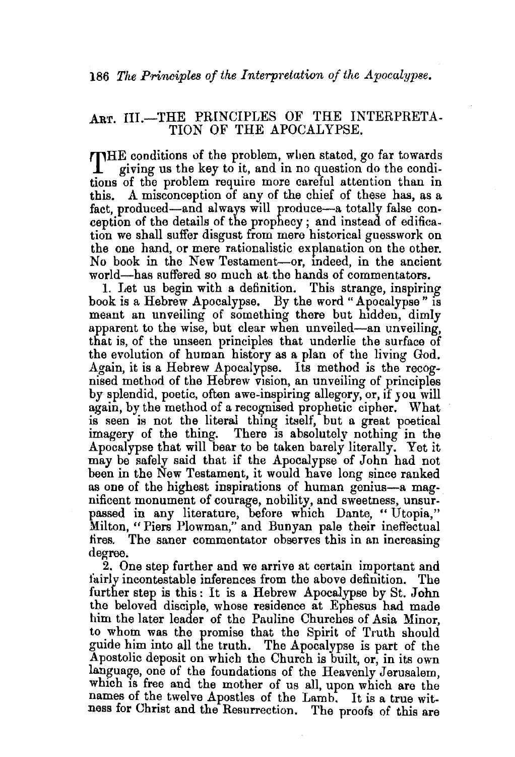## ART. III.—THE PRINCIPLES OF THE INTERPRETATION OF THE APOCALYPSE.

THE conditions of the problem, when stated, go far towards giving us the key to it, and in no question do the conditions of the problem require more careful attention than in this. A misconception of any of the chief of these has, as a fact, produced—and always will produce—a totally false conception of the details of the prophecy; and instead of edification we shall suffer disgust from mere historical guesswork on the one hand, or mere rationalistic explanation on the other. No book in the New Testament—or, indeed, in the ancient world—has suffered so much at the hands of commentators.

1. Let us begin with a definition. This strange, inspiring book is a Hebrew Apocalypse. By the word "Apocalypse" is meant an unveiling of something there but hidden, dimly apparent to the wise, but clear when unveiled—an unveiling, that is, of the unseen principles that underlie the surface of the evolution of human history as a plan of the living God. Again, it is a Hebrew Apocalypse. Its method is the recognised method of the Hebrew vision, an unveiling of principles by splendid, poetic, often awe-inspiring allegory, or, if you will again, by the method of a recognised prophetic cipher. What is seen is not the literal thing itself, but a great poetical imagery of the thing. There is absolutely nothing in the Apocalypse that will bear to be taken barely literally. Yet it may be safely said that if the Apocalypse of John had not been in the New Testament, it would have long since ranked as one of the highest inspirations of human genius—a magnificent monument of courage, nobility, and sweetness, unsurpassed in any literature, before which Dante, "Utopia," Milton, "Piers Plowman," and Bunyan pale their ineffectual fires. The saner commentator observes this in an increasing degree.

2. One step further and we arrive at certain important and fairly incontestable inferences from the above definition. The further step is this: It is a Hebrew Apocalypse by St. John the beloved disciple, whose residence at Ephesus had made him the later leader of the Pauline Churches of Asia Minor, to whom was the promise that the Spirit of Truth should guide him into all the truth. The Apocalypse is part of the Apostolic deposit on which the Church is built, or, in its own language, one of the foundations of the Heavenly Jerusalem, which is free and the mother of us all, upon which are the names of the twelve Apostles of the Lamb. It is a true witness for Christ and the Resurrection. The proofs of this are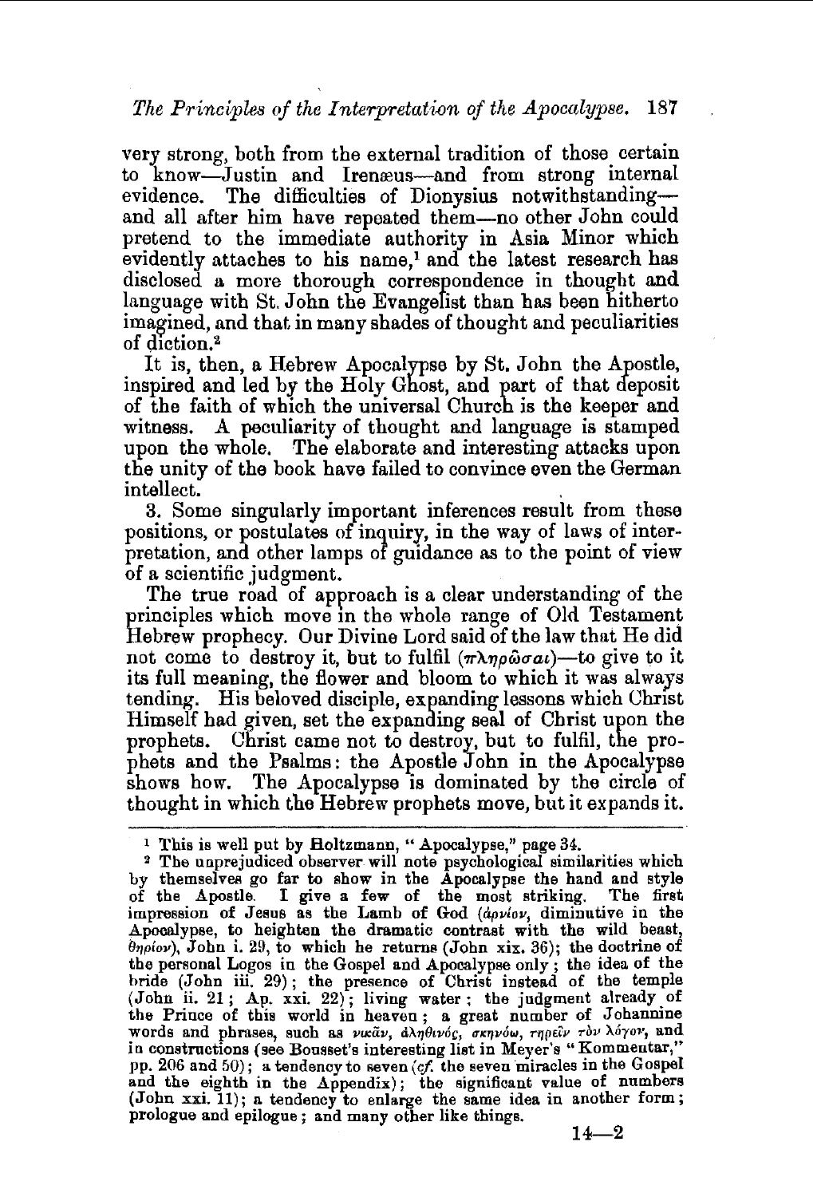very strong, both from the external tradition of those certain to know—Justin and Irenæus—and from strong internal evidence. The difficulties of Dionysius notwithstanding—and all after him have repeated them—no other John could pretend to the immediate authority in Asia Minor which evidently attaches to his name,[1] and the latest research has disclosed a more thorough correspondence in thought and language with St. John the Evangelist than has been hitherto imagined, and that in many shades of thought and peculiarities of diction.[2]

It is, then, a Hebrew Apocalypse by St. John the Apostle, inspired and led by the Holy Ghost, and part of that deposit of the faith of which the universal Church is the keeper and witness. A peculiarity of thought and language is stamped upon the whole. The elaborate and interesting attacks upon the unity of the book have failed to convince even the German intellect.

3. Some singularly important inferences result from these positions, or postulates of inquiry, in the way of laws of interpretation, and other lamps of guidance as to the point of view of a scientific judgment.

The true road of approach is a clear understanding of the principles which move in the whole range of Old Testament Hebrew prophecy. Our Divine Lord said of the law that He did not come to destroy it, but to fulfil (πληρῶσαι)—to give to it its full meaning, the flower and bloom to which it was always tending. His beloved disciple, expanding lessons which Christ Himself had given, set the expanding seal of Christ upon the prophets. Christ came not to destroy, but to fulfil, the prophets and the Psalms: the Apostle John in the Apocalypse shows how. The Apocalypse is dominated by the circle of thought in which the Hebrew prophets move, but it expands it.

---

[1] This is well put by Holtzmann, "Apocalypse," page 34.

[2] The unprejudiced observer will note psychological similarities which by themselves go far to show in the Apocalypse the hand and style of the Apostle. I give a few of the most striking. The first impression of Jesus as the Lamb of God (ἀρνίον, diminutive in the Apocalypse, to heighten the dramatic contrast with the wild beast, θηρίον), John i. 29, to which he returns (John xix. 36); the doctrine of the personal Logos in the Gospel and Apocalypse only; the idea of the bride (John iii. 29); the presence of Christ instead of the temple (John ii. 21; Ap. xxi. 22); living water; the judgment already of the Prince of this world in heaven; a great number of Johannine words and phrases, such as νικᾶν, ἀληθινός, σκηνόω, τηρεῖν τὸν λόγον, and in constructions (see Bousset's interesting list in Meyer's "Kommentar," pp. 206 and 50); a tendency to seven (*cf.* the seven miracles in the Gospel and the eighth in the Appendix); the significant value of numbers (John xxi. 11); a tendency to enlarge the same idea in another form; prologue and epilogue; and many other like things.

14—2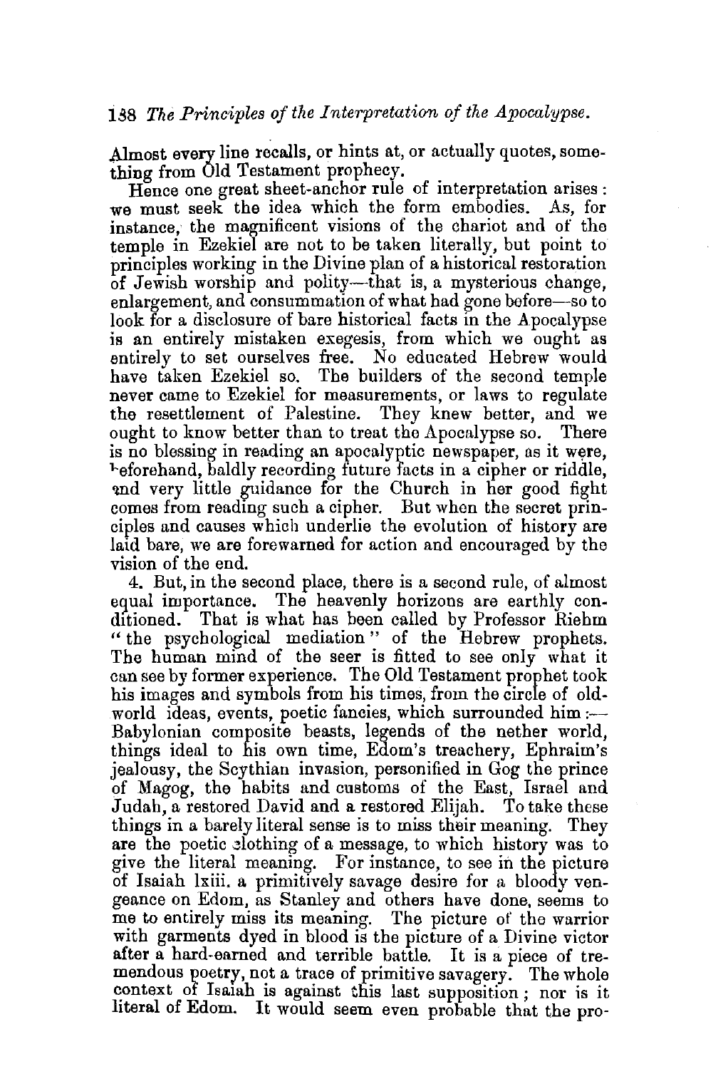Almost every line recalls, or hints at, or actually quotes, something from Old Testament prophecy.

Hence one great sheet-anchor rule of interpretation arises: we must seek the idea which the form embodies. As, for instance, the magnificent visions of the chariot and of the temple in Ezekiel are not to be taken literally, but point to principles working in the Divine plan of a historical restoration of Jewish worship and polity—that is, a mysterious change, enlargement, and consummation of what had gone before—so to look for a disclosure of bare historical facts in the Apocalypse is an entirely mistaken exegesis, from which we ought as entirely to set ourselves free. No educated Hebrew would have taken Ezekiel so. The builders of the second temple never came to Ezekiel for measurements, or laws to regulate the resettlement of Palestine. They knew better, and we ought to know better than to treat the Apocalypse so. There is no blessing in reading an apocalyptic newspaper, as it were, beforehand, baldly recording future facts in a cipher or riddle, and very little guidance for the Church in her good fight comes from reading such a cipher. But when the secret principles and causes which underlie the evolution of history are laid bare, we are forewarned for action and encouraged by the vision of the end.

4. But, in the second place, there is a second rule, of almost equal importance. The heavenly horizons are earthly conditioned. That is what has been called by Professor Riehm "the psychological mediation" of the Hebrew prophets. The human mind of the seer is fitted to see only what it can see by former experience. The Old Testament prophet took his images and symbols from his times, from the circle of old-world ideas, events, poetic fancies, which surrounded him:—Babylonian composite beasts, legends of the nether world, things ideal to his own time, Edom's treachery, Ephraim's jealousy, the Scythian invasion, personified in Gog the prince of Magog, the habits and customs of the East, Israel and Judah, a restored David and a restored Elijah. To take these things in a barely literal sense is to miss their meaning. They are the poetic clothing of a message, to which history was to give the literal meaning. For instance, to see in the picture of Isaiah lxiii. a primitively savage desire for a bloody vengeance on Edom, as Stanley and others have done, seems to me to entirely miss its meaning. The picture of the warrior with garments dyed in blood is the picture of a Divine victor after a hard-earned and terrible battle. It is a piece of tremendous poetry, not a trace of primitive savagery. The whole context of Isaiah is against this last supposition; nor is it literal of Edom. It would seem even probable that the pro-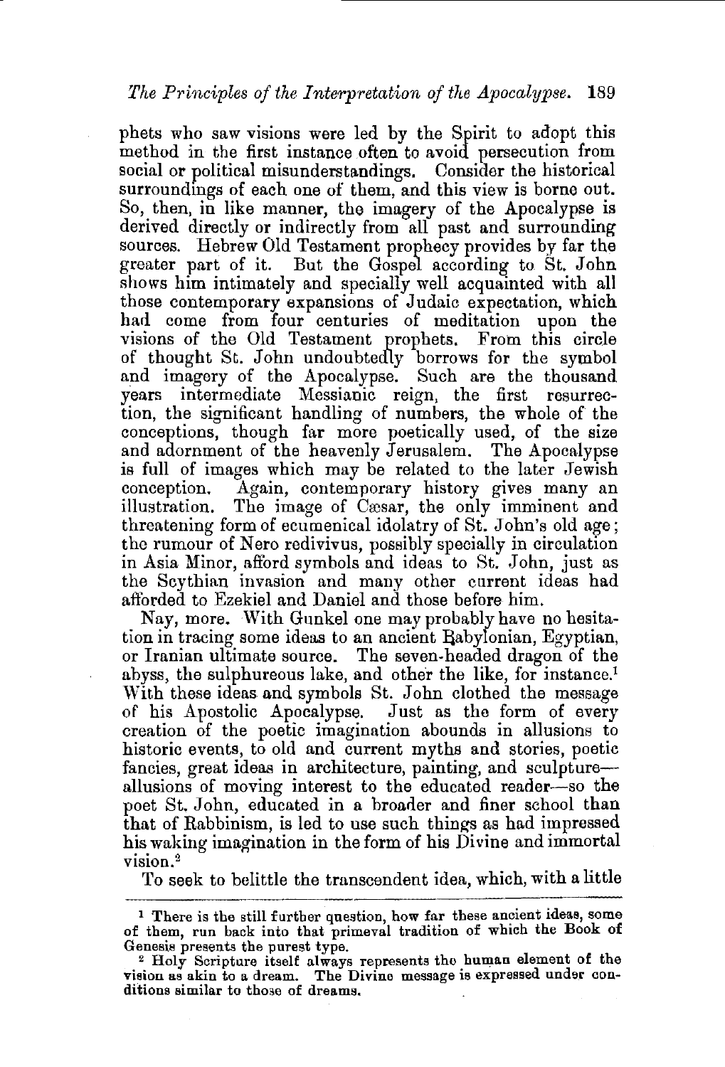phets who saw visions were led by the Spirit to adopt this method in the first instance often to avoid persecution from social or political misunderstandings. Consider the historical surroundings of each one of them, and this view is borne out. So, then, in like manner, the imagery of the Apocalypse is derived directly or indirectly from all past and surrounding sources. Hebrew Old Testament prophecy provides by far the greater part of it. But the Gospel according to St. John shows him intimately and specially well acquainted with all those contemporary expansions of Judaic expectation, which had come from four centuries of meditation upon the visions of the Old Testament prophets. From this circle of thought St. John undoubtedly borrows for the symbol and imagery of the Apocalypse. Such are the thousand years intermediate Messianic reign, the first resurrection, the significant handling of numbers, the whole of the conceptions, though far more poetically used, of the size and adornment of the heavenly Jerusalem. The Apocalypse is full of images which may be related to the later Jewish conception. Again, contemporary history gives many an illustration. The image of Cæsar, the only imminent and threatening form of ecumenical idolatry of St. John's old age; the rumour of Nero redivivus, possibly specially in circulation in Asia Minor, afford symbols and ideas to St. John, just as the Scythian invasion and many other current ideas had afforded to Ezekiel and Daniel and those before him.

Nay, more. With Gunkel one may probably have no hesitation in tracing some ideas to an ancient Babylonian, Egyptian, or Iranian ultimate source. The seven-headed dragon of the abyss, the sulphureous lake, and other the like, for instance.[1] With these ideas and symbols St. John clothed the message of his Apostolic Apocalypse. Just as the form of every creation of the poetic imagination abounds in allusions to historic events, to old and current myths and stories, poetic fancies, great ideas in architecture, painting, and sculpture—allusions of moving interest to the educated reader—so the poet St. John, educated in a broader and finer school than that of Rabbinism, is led to use such things as had impressed his waking imagination in the form of his Divine and immortal vision.[2]

To seek to belittle the transcendent idea, which, with a little

---

[1] There is the still further question, how far these ancient ideas, some of them, run back into that primeval tradition of which the Book of Genesis presents the purest type.

[2] Holy Scripture itself always represents the human element of the vision as akin to a dream. The Divine message is expressed under conditions similar to those of dreams.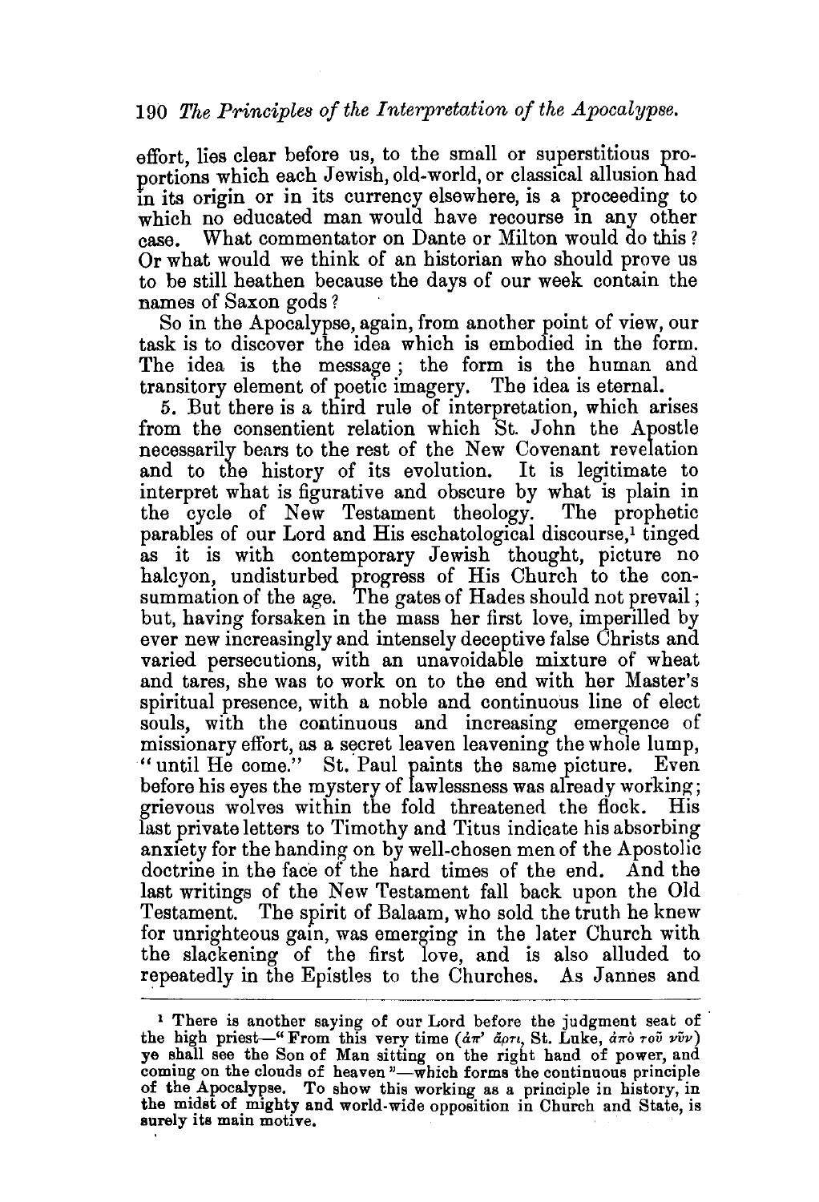effort, lies clear before us, to the small or superstitious proportions which each Jewish, old-world, or classical allusion had in its origin or in its currency elsewhere, is a proceeding to which no educated man would have recourse in any other case. What commentator on Dante or Milton would do this? Or what would we think of an historian who should prove us to be still heathen because the days of our week contain the names of Saxon gods?

So in the Apocalypse, again, from another point of view, our task is to discover the idea which is embodied in the form. The idea is the message; the form is the human and transitory element of poetic imagery. The idea is eternal.

5. But there is a third rule of interpretation, which arises from the consentient relation which St. John the Apostle necessarily bears to the rest of the New Covenant revelation and to the history of its evolution. It is legitimate to interpret what is figurative and obscure by what is plain in the cycle of New Testament theology. The prophetic parables of our Lord and His eschatological discourse,[1] tinged as it is with contemporary Jewish thought, picture no halcyon, undisturbed progress of His Church to the consummation of the age. The gates of Hades should not prevail; but, having forsaken in the mass her first love, imperilled by ever new increasingly and intensely deceptive false Christs and varied persecutions, with an unavoidable mixture of wheat and tares, she was to work on to the end with her Master's spiritual presence, with a noble and continuous line of elect souls, with the continuous and increasing emergence of missionary effort, as a secret leaven leavening the whole lump, "until He come." St. Paul paints the same picture. Even before his eyes the mystery of lawlessness was already working; grievous wolves within the fold threatened the flock. His last private letters to Timothy and Titus indicate his absorbing anxiety for the handing on by well-chosen men of the Apostolic doctrine in the face of the hard times of the end. And the last writings of the New Testament fall back upon the Old Testament. The spirit of Balaam, who sold the truth he knew for unrighteous gain, was emerging in the later Church with the slackening of the first love, and is also alluded to repeatedly in the Epistles to the Churches. As Jannes and

---

[1] There is another saying of our Lord before the judgment seat of the high priest—"From this very time (ἀπ' ἄρτι, St. Luke, ἀπὸ τοῦ νῦν) ye shall see the Son of Man sitting on the right hand of power, and coming on the clouds of heaven"—which forms the continuous principle of the Apocalypse. To show this working as a principle in history, in the midst of mighty and world-wide opposition in Church and State, is surely its main motive.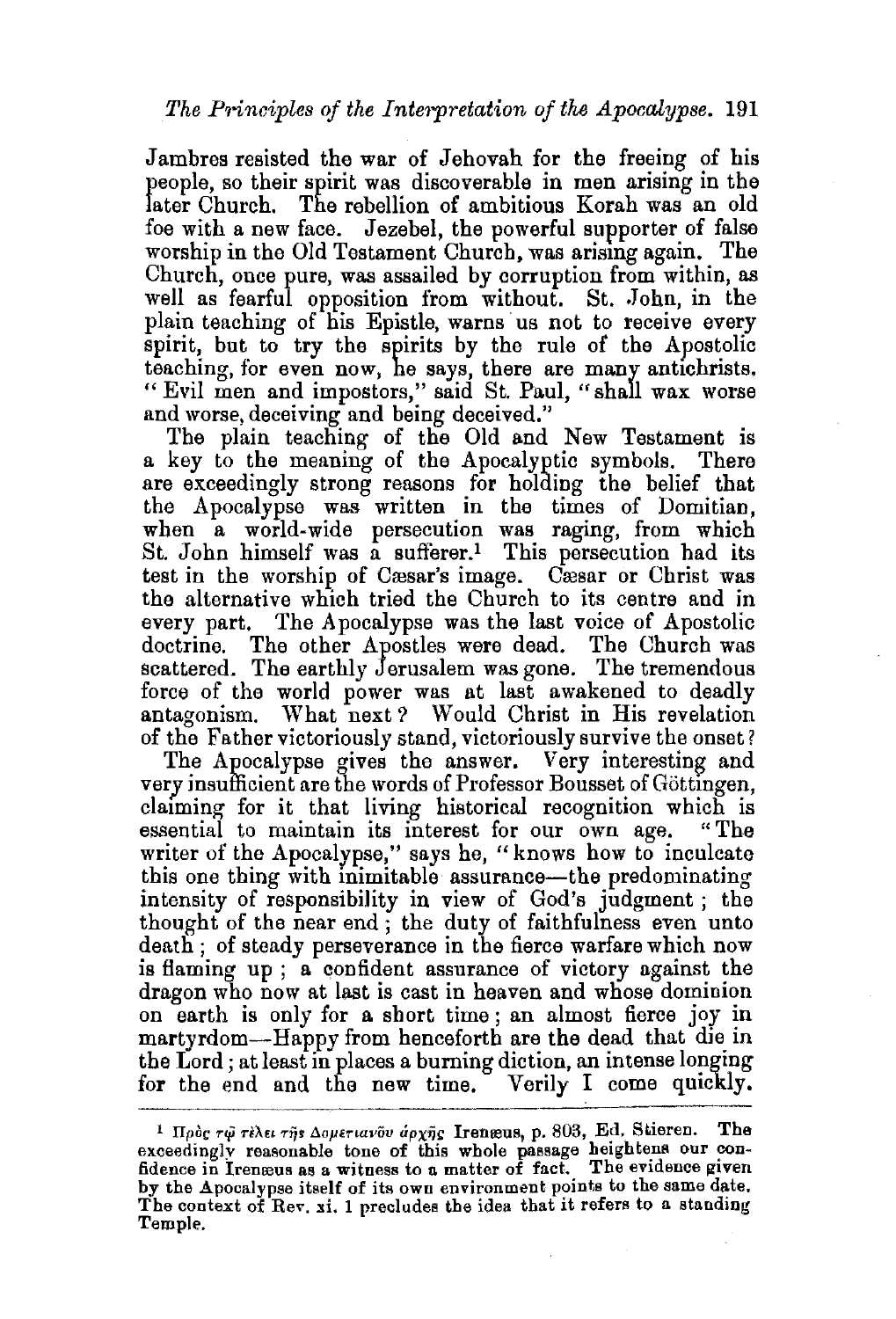Jambres resisted the war of Jehovah for the freeing of his people, so their spirit was discoverable in men arising in the later Church. The rebellion of ambitious Korah was an old foe with a new face. Jezebel, the powerful supporter of false worship in the Old Testament Church, was arising again. The Church, once pure, was assailed by corruption from within, as well as fearful opposition from without. St. John, in the plain teaching of his Epistle, warns us not to receive every spirit, but to try the spirits by the rule of the Apostolic teaching, for even now, he says, there are many antichrists. "Evil men and impostors," said St. Paul, "shall wax worse and worse, deceiving and being deceived."

The plain teaching of the Old and New Testament is a key to the meaning of the Apocalyptic symbols. There are exceedingly strong reasons for holding the belief that the Apocalypse was written in the times of Domitian, when a world-wide persecution was raging, from which St. John himself was a sufferer.[1] This persecution had its test in the worship of Cæsar's image. Cæsar or Christ was the alternative which tried the Church to its centre and in every part. The Apocalypse was the last voice of Apostolic doctrine. The other Apostles were dead. The Church was scattered. The earthly Jerusalem was gone. The tremendous force of the world power was at last awakened to deadly antagonism. What next? Would Christ in His revelation of the Father victoriously stand, victoriously survive the onset?

The Apocalypse gives the answer. Very interesting and very insufficient are the words of Professor Bousset of Göttingen, claiming for it that living historical recognition which is essential to maintain its interest for our own age. "The writer of the Apocalypse," says he, "knows how to inculcate this one thing with inimitable assurance—the predominating intensity of responsibility in view of God's judgment; the thought of the near end; the duty of faithfulness even unto death; of steady perseverance in the fierce warfare which now is flaming up; a confident assurance of victory against the dragon who now at last is cast in heaven and whose dominion on earth is only for a short time; an almost fierce joy in martyrdom—Happy from henceforth are the dead that die in the Lord; at least in places a burning diction, an intense longing for the end and the new time. Verily I come quickly.

---

[1] Πρὸς τῷ τέλει τῆς Δομετιανοῦ ἀρχῆς Irenæus, p. 803, Ed. Stieren. The exceedingly reasonable tone of this whole passage heightens our confidence in Irenæus as a witness to a matter of fact. The evidence given by the Apocalypse itself of its own environment points to the same date. The context of Rev. xi. 1 precludes the idea that it refers to a standing Temple.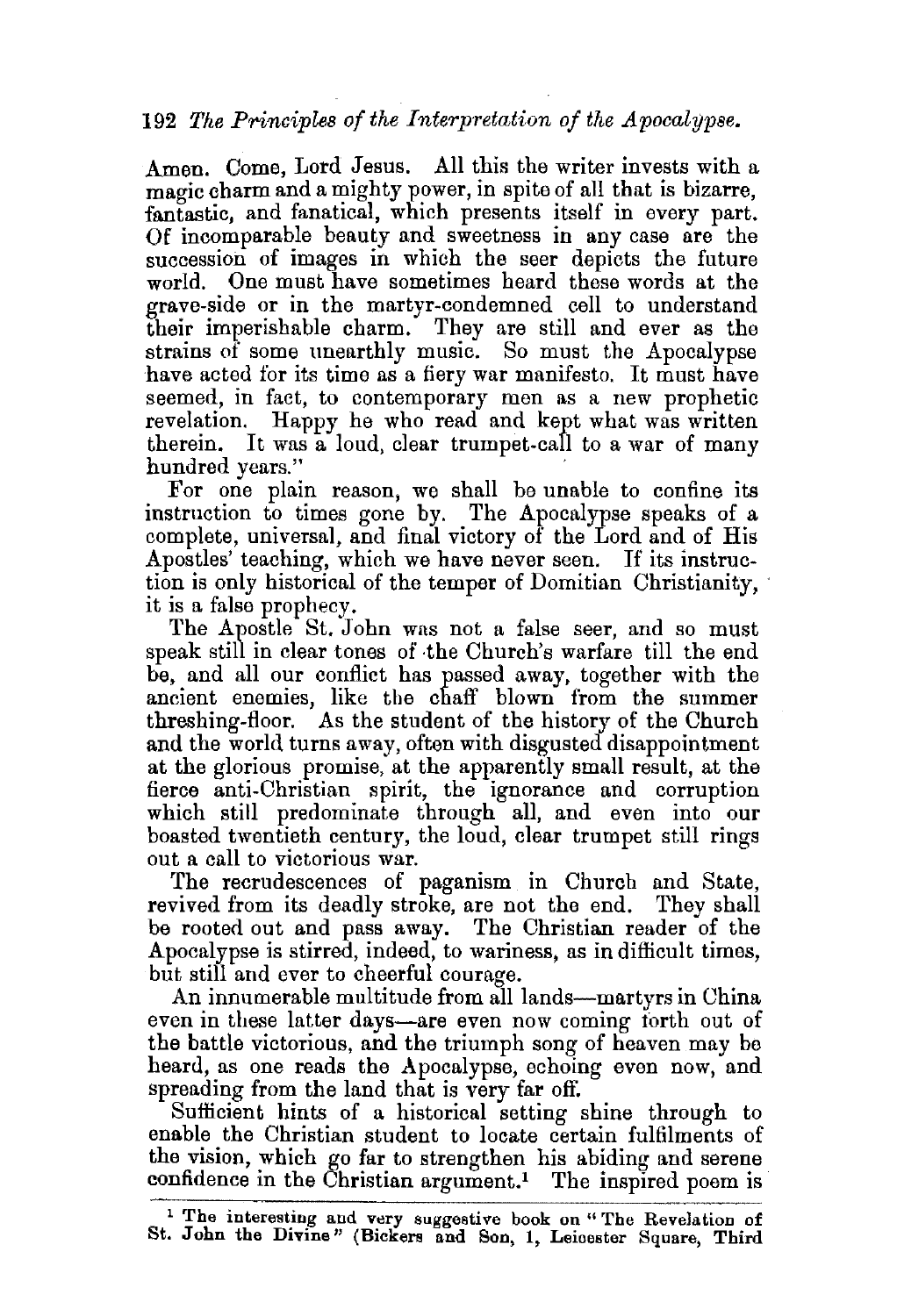Amen. Come, Lord Jesus. All this the writer invests with a magic charm and a mighty power, in spite of all that is bizarre, fantastic, and fanatical, which presents itself in every part. Of incomparable beauty and sweetness in any case are the succession of images in which the seer depicts the future world. One must have sometimes heard these words at the grave-side or in the martyr-condemned cell to understand their imperishable charm. They are still and ever as the strains of some unearthly music. So must the Apocalypse have acted for its time as a fiery war manifesto. It must have seemed, in fact, to contemporary men as a new prophetic revelation. Happy he who read and kept what was written therein. It was a loud, clear trumpet-call to a war of many hundred years."

For one plain reason, we shall be unable to confine its instruction to times gone by. The Apocalypse speaks of a complete, universal, and final victory of the Lord and of His Apostles' teaching, which we have never seen. If its instruction is only historical of the temper of Domitian Christianity, it is a false prophecy.

The Apostle St. John was not a false seer, and so must speak still in clear tones of the Church's warfare till the end be, and all our conflict has passed away, together with the ancient enemies, like the chaff blown from the summer threshing-floor. As the student of the history of the Church and the world turns away, often with disgusted disappointment at the glorious promise, at the apparently small result, at the fierce anti-Christian spirit, the ignorance and corruption which still predominate through all, and even into our boasted twentieth century, the loud, clear trumpet still rings out a call to victorious war.

The recrudescences of paganism in Church and State, revived from its deadly stroke, are not the end. They shall be rooted out and pass away. The Christian reader of the Apocalypse is stirred, indeed, to wariness, as in difficult times, but still and ever to cheerful courage.

An innumerable multitude from all lands—martyrs in China even in these latter days—are even now coming forth out of the battle victorious, and the triumph song of heaven may be heard, as one reads the Apocalypse, echoing even now, and spreading from the land that is very far off.

Sufficient hints of a historical setting shine through to enable the Christian student to locate certain fulfilments of the vision, which go far to strengthen his abiding and serene confidence in the Christian argument.[1] The inspired poem is

[1] The interesting and very suggestive book on "The Revelation of St. John the Divine" (Bickers and Son, 1, Leicester Square, Third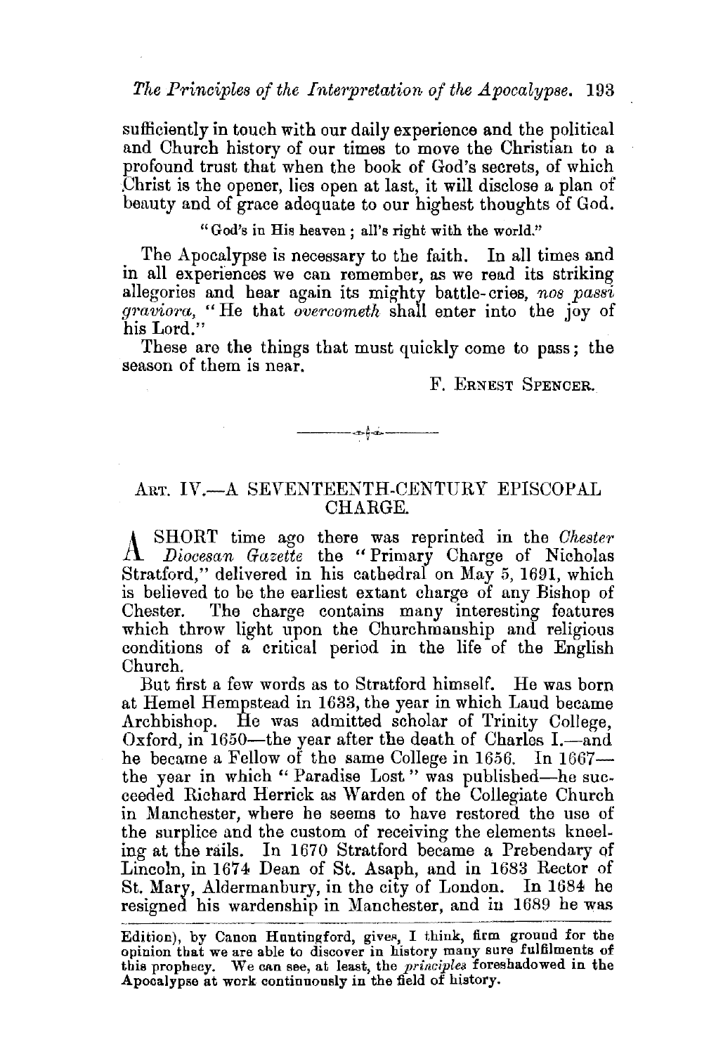sufficiently in touch with our daily experience and the political and Church history of our times to move the Christian to a profound trust that when the book of God's secrets, of which Christ is the opener, lies open at last, it will disclose a plan of beauty and of grace adequate to our highest thoughts of God.

"God's in His heaven; all's right with the world."

The Apocalypse is necessary to the faith. In all times and in all experiences we can remember, as we read its striking allegories and hear again its mighty battle-cries, *nos passi graviora*, "He that *overcometh* shall enter into the joy of his Lord."

These are the things that must quickly come to pass; the season of them is near.

F. ERNEST SPENCER.

---

## ART. IV.—A SEVENTEENTH-CENTURY EPISCOPAL CHARGE.

A SHORT time ago there was reprinted in the *Chester Diocesan Gazette* the "Primary Charge of Nicholas Stratford," delivered in his cathedral on May 5, 1691, which is believed to be the earliest extant charge of any Bishop of Chester. The charge contains many interesting features which throw light upon the Churchmanship and religious conditions of a critical period in the life of the English Church.

But first a few words as to Stratford himself. He was born at Hemel Hempstead in 1633, the year in which Laud became Archbishop. He was admitted scholar of Trinity College, Oxford, in 1650—the year after the death of Charles I.—and he became a Fellow of the same College in 1656. In 1667—the year in which "Paradise Lost" was published—he succeeded Richard Herrick as Warden of the Collegiate Church in Manchester, where he seems to have restored the use of the surplice and the custom of receiving the elements kneeling at the rails. In 1670 Stratford became a Prebendary of Lincoln, in 1674 Dean of St. Asaph, and in 1683 Rector of St. Mary, Aldermanbury, in the city of London. In 1684 he resigned his wardenship in Manchester, and in 1689 he was

---

Edition), by Canon Huntingford, gives, I think, firm ground for the opinion that we are able to discover in history many sure fulfilments of this prophecy. We can see, at least, the *principles* foreshadowed in the Apocalypse at work continuously in the field of history.